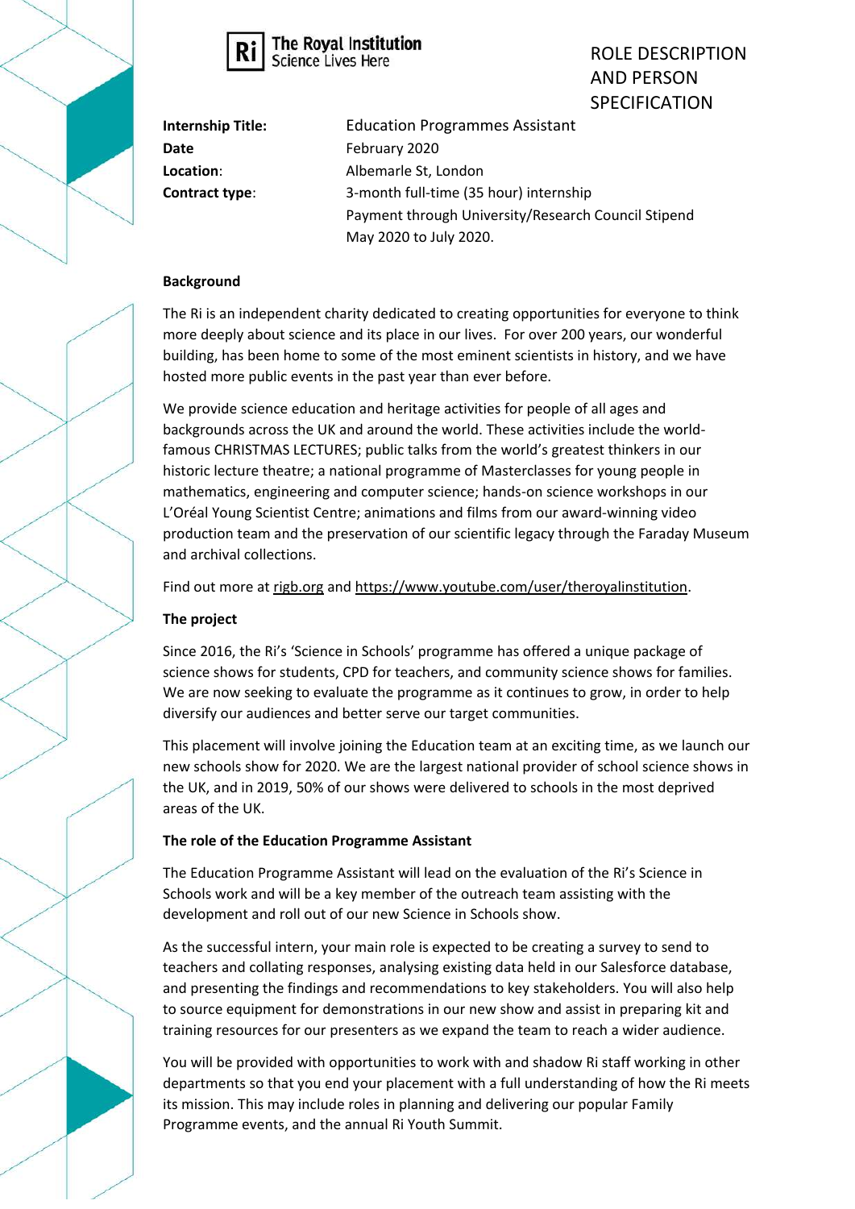The Royal Institution
Science Lives Here

# ROLE DESCRIPTION AND PERSON SPECIFICATION

| | |
|---|---|
| **Internship Title:** | Education Programmes Assistant |
| **Date** | February 2020 |
| **Location**: | Albemarle St, London |
| **Contract type**: | 3-month full-time (35 hour) internship<br>Payment through University/Research Council Stipend<br>May 2020 to July 2020. |

**Background**

The Ri is an independent charity dedicated to creating opportunities for everyone to think more deeply about science and its place in our lives. For over 200 years, our wonderful building, has been home to some of the most eminent scientists in history, and we have hosted more public events in the past year than ever before.

We provide science education and heritage activities for people of all ages and backgrounds across the UK and around the world. These activities include the world-famous CHRISTMAS LECTURES; public talks from the world's greatest thinkers in our historic lecture theatre; a national programme of Masterclasses for young people in mathematics, engineering and computer science; hands-on science workshops in our L'Oréal Young Scientist Centre; animations and films from our award-winning video production team and the preservation of our scientific legacy through the Faraday Museum and archival collections.

Find out more at rigb.org and https://www.youtube.com/user/theroyalinstitution.

**The project**

Since 2016, the Ri's 'Science in Schools' programme has offered a unique package of science shows for students, CPD for teachers, and community science shows for families. We are now seeking to evaluate the programme as it continues to grow, in order to help diversify our audiences and better serve our target communities.

This placement will involve joining the Education team at an exciting time, as we launch our new schools show for 2020. We are the largest national provider of school science shows in the UK, and in 2019, 50% of our shows were delivered to schools in the most deprived areas of the UK.

**The role of the Education Programme Assistant**

The Education Programme Assistant will lead on the evaluation of the Ri's Science in Schools work and will be a key member of the outreach team assisting with the development and roll out of our new Science in Schools show.

As the successful intern, your main role is expected to be creating a survey to send to teachers and collating responses, analysing existing data held in our Salesforce database, and presenting the findings and recommendations to key stakeholders. You will also help to source equipment for demonstrations in our new show and assist in preparing kit and training resources for our presenters as we expand the team to reach a wider audience.

You will be provided with opportunities to work with and shadow Ri staff working in other departments so that you end your placement with a full understanding of how the Ri meets its mission. This may include roles in planning and delivering our popular Family Programme events, and the annual Ri Youth Summit.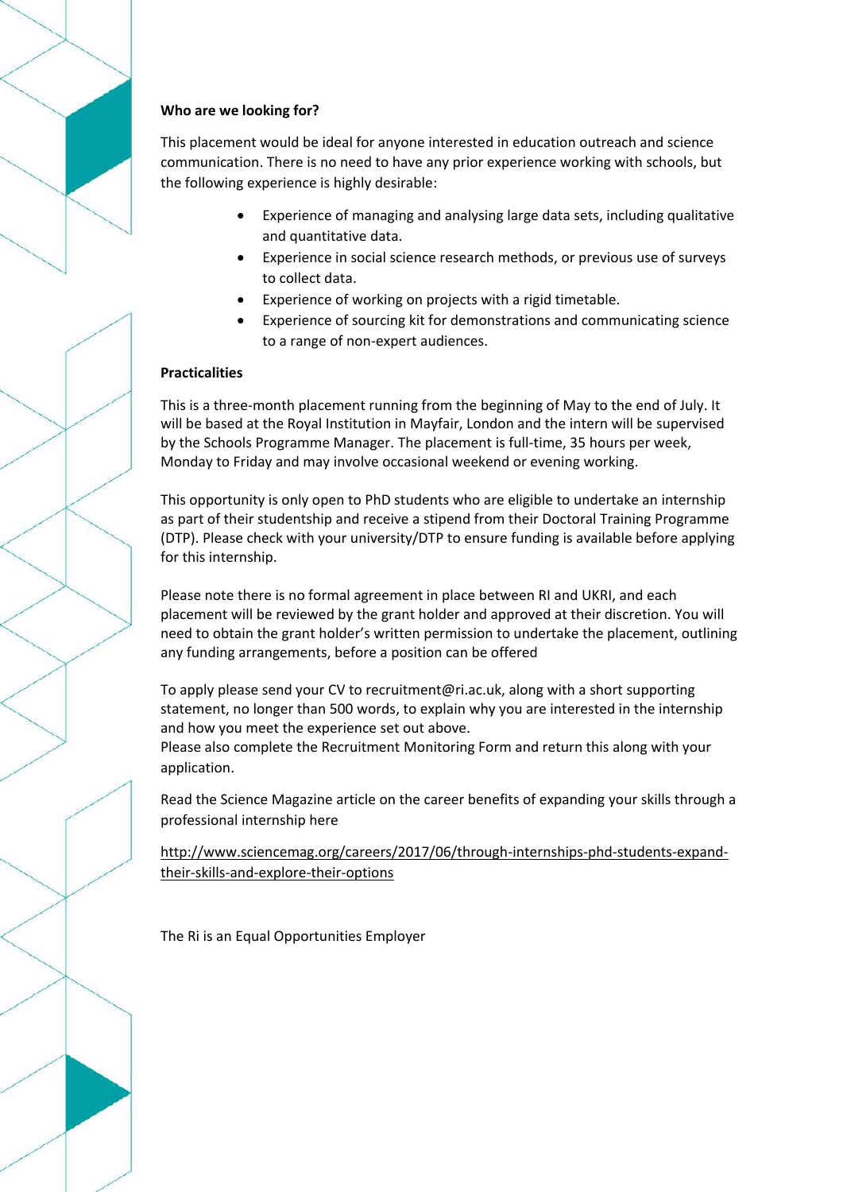**Who are we looking for?**

This placement would be ideal for anyone interested in education outreach and science communication. There is no need to have any prior experience working with schools, but the following experience is highly desirable:

- Experience of managing and analysing large data sets, including qualitative and quantitative data.
- Experience in social science research methods, or previous use of surveys to collect data.
- Experience of working on projects with a rigid timetable.
- Experience of sourcing kit for demonstrations and communicating science to a range of non-expert audiences.

**Practicalities**

This is a three-month placement running from the beginning of May to the end of July. It will be based at the Royal Institution in Mayfair, London and the intern will be supervised by the Schools Programme Manager. The placement is full-time, 35 hours per week, Monday to Friday and may involve occasional weekend or evening working.

This opportunity is only open to PhD students who are eligible to undertake an internship as part of their studentship and receive a stipend from their Doctoral Training Programme (DTP). Please check with your university/DTP to ensure funding is available before applying for this internship.

Please note there is no formal agreement in place between RI and UKRI, and each placement will be reviewed by the grant holder and approved at their discretion. You will need to obtain the grant holder's written permission to undertake the placement, outlining any funding arrangements, before a position can be offered

To apply please send your CV to recruitment@ri.ac.uk, along with a short supporting statement, no longer than 500 words, to explain why you are interested in the internship and how you meet the experience set out above.
Please also complete the Recruitment Monitoring Form and return this along with your application.

Read the Science Magazine article on the career benefits of expanding your skills through a professional internship here

http://www.sciencemag.org/careers/2017/06/through-internships-phd-students-expand-their-skills-and-explore-their-options

The Ri is an Equal Opportunities Employer